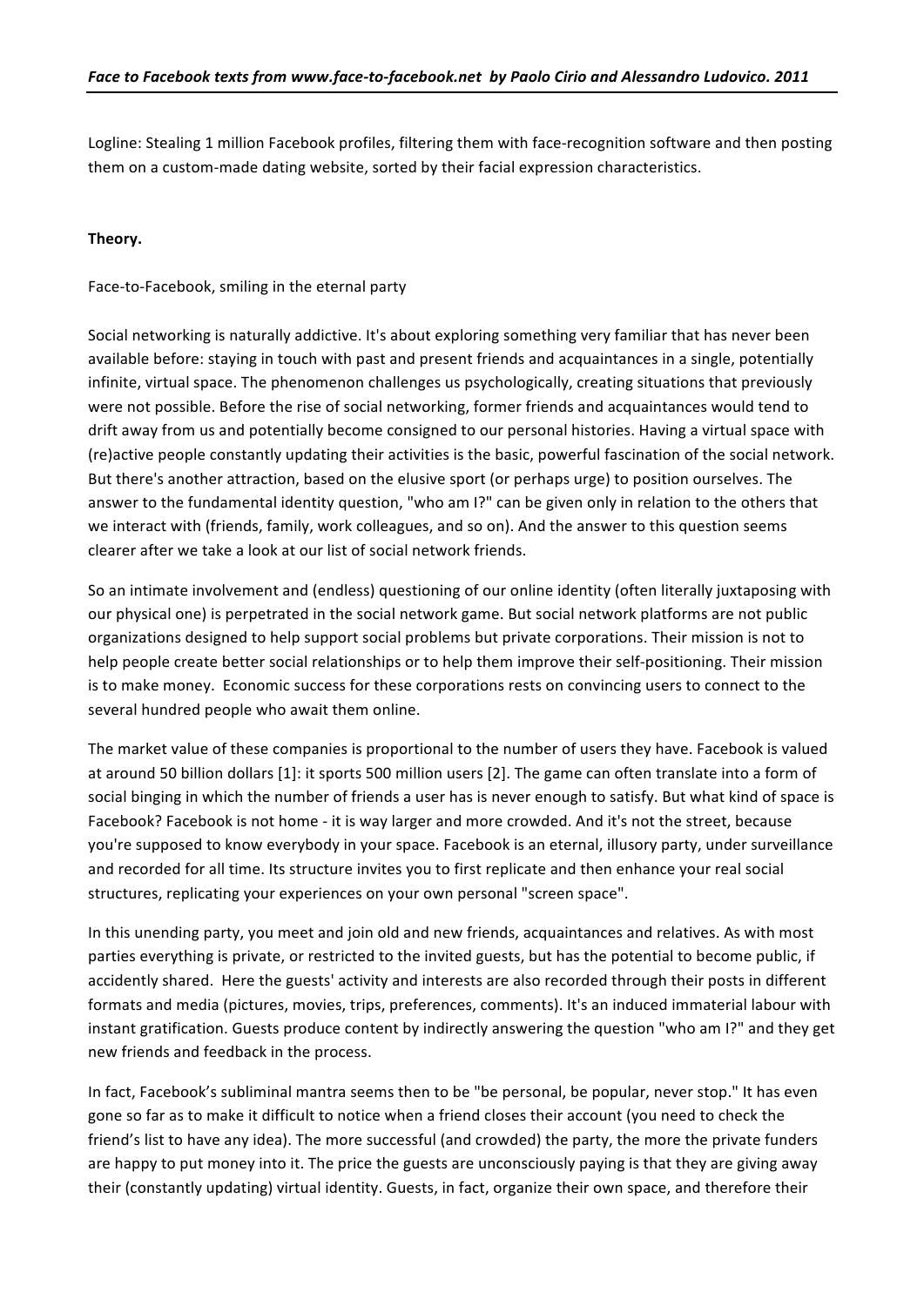Logline: Stealing 1 million Facebook profiles, filtering them with face-recognition software and then posting them on a custom-made dating website, sorted by their facial expression characteristics.

**Theory.**

Face-to-Facebook, smiling in the eternal party

Social networking is naturally addictive. It's about exploring something very familiar that has never been available before: staying in touch with past and present friends and acquaintances in a single, potentially infinite, virtual space. The phenomenon challenges us psychologically, creating situations that previously were not possible. Before the rise of social networking, former friends and acquaintances would tend to drift away from us and potentially become consigned to our personal histories. Having a virtual space with (re)active people constantly updating their activities is the basic, powerful fascination of the social network. But there's another attraction, based on the elusive sport (or perhaps urge) to position ourselves. The answer to the fundamental identity question, "who am I?" can be given only in relation to the others that we interact with (friends, family, work colleagues, and so on). And the answer to this question seems clearer after we take a look at our list of social network friends.

So an intimate involvement and (endless) questioning of our online identity (often literally juxtaposing with our physical one) is perpetrated in the social network game. But social network platforms are not public organizations designed to help support social problems but private corporations. Their mission is not to help people create better social relationships or to help them improve their self-positioning. Their mission is to make money. Economic success for these corporations rests on convincing users to connect to the several hundred people who await them online.

The market value of these companies is proportional to the number of users they have. Facebook is valued at around 50 billion dollars [1]: it sports 500 million users [2]. The game can often translate into a form of social binging in which the number of friends a user has is never enough to satisfy. But what kind of space is Facebook? Facebook is not home - it is way larger and more crowded. And it's not the street, because you're supposed to know everybody in your space. Facebook is an eternal, illusory party, under surveillance and recorded for all time. Its structure invites you to first replicate and then enhance your real social structures, replicating your experiences on your own personal "screen space".

In this unending party, you meet and join old and new friends, acquaintances and relatives. As with most parties everything is private, or restricted to the invited guests, but has the potential to become public, if accidently shared. Here the guests' activity and interests are also recorded through their posts in different formats and media (pictures, movies, trips, preferences, comments). It's an induced immaterial labour with instant gratification. Guests produce content by indirectly answering the question "who am I?" and they get new friends and feedback in the process.

In fact, Facebook's subliminal mantra seems then to be "be personal, be popular, never stop." It has even gone so far as to make it difficult to notice when a friend closes their account (you need to check the friend's list to have any idea). The more successful (and crowded) the party, the more the private funders are happy to put money into it. The price the guests are unconsciously paying is that they are giving away their (constantly updating) virtual identity. Guests, in fact, organize their own space, and therefore their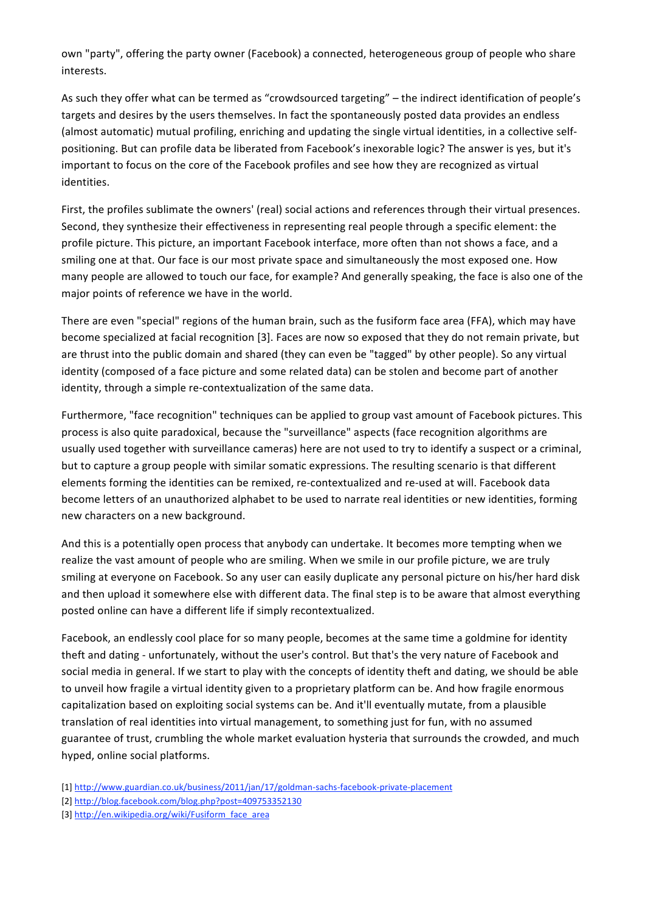own "party", offering the party owner (Facebook) a connected, heterogeneous group of people who share interests.

As such they offer what can be termed as "crowdsourced targeting" – the indirect identification of people's targets and desires by the users themselves. In fact the spontaneously posted data provides an endless (almost automatic) mutual profiling, enriching and updating the single virtual identities, in a collective self-positioning. But can profile data be liberated from Facebook's inexorable logic? The answer is yes, but it's important to focus on the core of the Facebook profiles and see how they are recognized as virtual identities.

First, the profiles sublimate the owners' (real) social actions and references through their virtual presences. Second, they synthesize their effectiveness in representing real people through a specific element: the profile picture. This picture, an important Facebook interface, more often than not shows a face, and a smiling one at that. Our face is our most private space and simultaneously the most exposed one. How many people are allowed to touch our face, for example? And generally speaking, the face is also one of the major points of reference we have in the world.

There are even "special" regions of the human brain, such as the fusiform face area (FFA), which may have become specialized at facial recognition [3]. Faces are now so exposed that they do not remain private, but are thrust into the public domain and shared (they can even be "tagged" by other people). So any virtual identity (composed of a face picture and some related data) can be stolen and become part of another identity, through a simple re-contextualization of the same data.

Furthermore, "face recognition" techniques can be applied to group vast amount of Facebook pictures. This process is also quite paradoxical, because the "surveillance" aspects (face recognition algorithms are usually used together with surveillance cameras) here are not used to try to identify a suspect or a criminal, but to capture a group people with similar somatic expressions. The resulting scenario is that different elements forming the identities can be remixed, re-contextualized and re-used at will. Facebook data become letters of an unauthorized alphabet to be used to narrate real identities or new identities, forming new characters on a new background.

And this is a potentially open process that anybody can undertake. It becomes more tempting when we realize the vast amount of people who are smiling. When we smile in our profile picture, we are truly smiling at everyone on Facebook. So any user can easily duplicate any personal picture on his/her hard disk and then upload it somewhere else with different data. The final step is to be aware that almost everything posted online can have a different life if simply recontextualized.

Facebook, an endlessly cool place for so many people, becomes at the same time a goldmine for identity theft and dating - unfortunately, without the user's control. But that's the very nature of Facebook and social media in general. If we start to play with the concepts of identity theft and dating, we should be able to unveil how fragile a virtual identity given to a proprietary platform can be. And how fragile enormous capitalization based on exploiting social systems can be. And it'll eventually mutate, from a plausible translation of real identities into virtual management, to something just for fun, with no assumed guarantee of trust, crumbling the whole market evaluation hysteria that surrounds the crowded, and much hyped, online social platforms.

[1] http://www.guardian.co.uk/business/2011/jan/17/goldman-sachs-facebook-private-placement
[2] http://blog.facebook.com/blog.php?post=409753352130
[3] http://en.wikipedia.org/wiki/Fusiform_face_area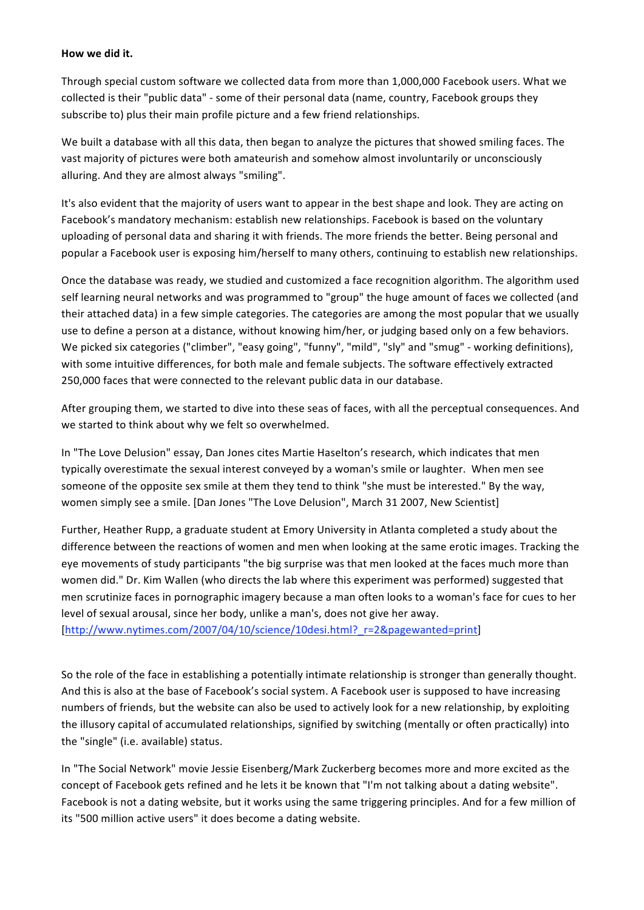**How we did it.**

Through special custom software we collected data from more than 1,000,000 Facebook users. What we collected is their "public data" - some of their personal data (name, country, Facebook groups they subscribe to) plus their main profile picture and a few friend relationships.

We built a database with all this data, then began to analyze the pictures that showed smiling faces. The vast majority of pictures were both amateurish and somehow almost involuntarily or unconsciously alluring. And they are almost always "smiling".

It's also evident that the majority of users want to appear in the best shape and look. They are acting on Facebook's mandatory mechanism: establish new relationships. Facebook is based on the voluntary uploading of personal data and sharing it with friends. The more friends the better. Being personal and popular a Facebook user is exposing him/herself to many others, continuing to establish new relationships.

Once the database was ready, we studied and customized a face recognition algorithm. The algorithm used self learning neural networks and was programmed to "group" the huge amount of faces we collected (and their attached data) in a few simple categories. The categories are among the most popular that we usually use to define a person at a distance, without knowing him/her, or judging based only on a few behaviors. We picked six categories ("climber", "easy going", "funny", "mild", "sly" and "smug" - working definitions), with some intuitive differences, for both male and female subjects. The software effectively extracted 250,000 faces that were connected to the relevant public data in our database.

After grouping them, we started to dive into these seas of faces, with all the perceptual consequences. And we started to think about why we felt so overwhelmed.

In "The Love Delusion" essay, Dan Jones cites Martie Haselton's research, which indicates that men typically overestimate the sexual interest conveyed by a woman's smile or laughter. When men see someone of the opposite sex smile at them they tend to think "she must be interested." By the way, women simply see a smile. [Dan Jones "The Love Delusion", March 31 2007, New Scientist]

Further, Heather Rupp, a graduate student at Emory University in Atlanta completed a study about the difference between the reactions of women and men when looking at the same erotic images. Tracking the eye movements of study participants "the big surprise was that men looked at the faces much more than women did." Dr. Kim Wallen (who directs the lab where this experiment was performed) suggested that men scrutinize faces in pornographic imagery because a man often looks to a woman's face for cues to her level of sexual arousal, since her body, unlike a man's, does not give her away. [http://www.nytimes.com/2007/04/10/science/10desi.html?_r=2&pagewanted=print]

So the role of the face in establishing a potentially intimate relationship is stronger than generally thought. And this is also at the base of Facebook's social system. A Facebook user is supposed to have increasing numbers of friends, but the website can also be used to actively look for a new relationship, by exploiting the illusory capital of accumulated relationships, signified by switching (mentally or often practically) into the "single" (i.e. available) status.

In "The Social Network" movie Jessie Eisenberg/Mark Zuckerberg becomes more and more excited as the concept of Facebook gets refined and he lets it be known that "I'm not talking about a dating website". Facebook is not a dating website, but it works using the same triggering principles. And for a few million of its "500 million active users" it does become a dating website.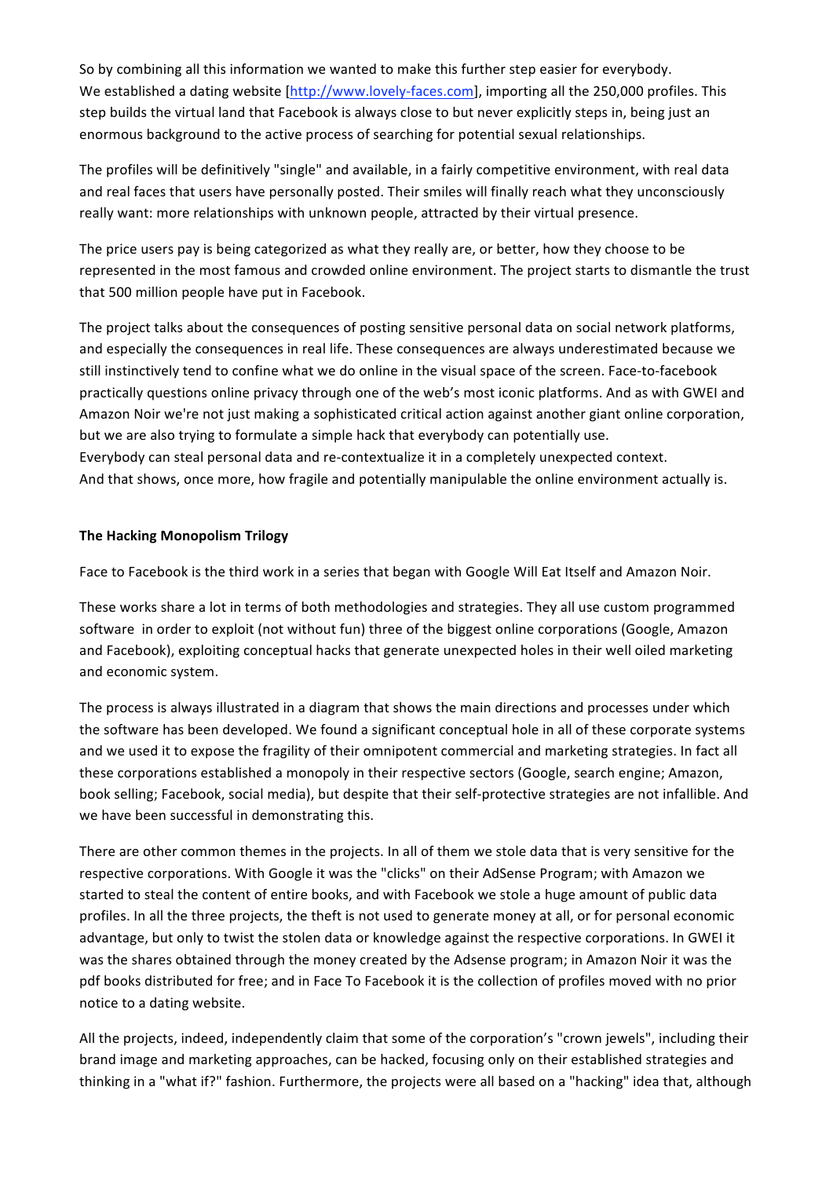So by combining all this information we wanted to make this further step easier for everybody. We established a dating website [http://www.lovely-faces.com], importing all the 250,000 profiles. This step builds the virtual land that Facebook is always close to but never explicitly steps in, being just an enormous background to the active process of searching for potential sexual relationships.

The profiles will be definitively "single" and available, in a fairly competitive environment, with real data and real faces that users have personally posted. Their smiles will finally reach what they unconsciously really want: more relationships with unknown people, attracted by their virtual presence.

The price users pay is being categorized as what they really are, or better, how they choose to be represented in the most famous and crowded online environment. The project starts to dismantle the trust that 500 million people have put in Facebook.

The project talks about the consequences of posting sensitive personal data on social network platforms, and especially the consequences in real life. These consequences are always underestimated because we still instinctively tend to confine what we do online in the visual space of the screen. Face-to-facebook practically questions online privacy through one of the web's most iconic platforms. And as with GWEI and Amazon Noir we're not just making a sophisticated critical action against another giant online corporation, but we are also trying to formulate a simple hack that everybody can potentially use.
Everybody can steal personal data and re-contextualize it in a completely unexpected context.
And that shows, once more, how fragile and potentially manipulable the online environment actually is.

**The Hacking Monopolism Trilogy**

Face to Facebook is the third work in a series that began with Google Will Eat Itself and Amazon Noir.

These works share a lot in terms of both methodologies and strategies. They all use custom programmed software in order to exploit (not without fun) three of the biggest online corporations (Google, Amazon and Facebook), exploiting conceptual hacks that generate unexpected holes in their well oiled marketing and economic system.

The process is always illustrated in a diagram that shows the main directions and processes under which the software has been developed. We found a significant conceptual hole in all of these corporate systems and we used it to expose the fragility of their omnipotent commercial and marketing strategies. In fact all these corporations established a monopoly in their respective sectors (Google, search engine; Amazon, book selling; Facebook, social media), but despite that their self-protective strategies are not infallible. And we have been successful in demonstrating this.

There are other common themes in the projects. In all of them we stole data that is very sensitive for the respective corporations. With Google it was the "clicks" on their AdSense Program; with Amazon we started to steal the content of entire books, and with Facebook we stole a huge amount of public data profiles. In all the three projects, the theft is not used to generate money at all, or for personal economic advantage, but only to twist the stolen data or knowledge against the respective corporations. In GWEI it was the shares obtained through the money created by the Adsense program; in Amazon Noir it was the pdf books distributed for free; and in Face To Facebook it is the collection of profiles moved with no prior notice to a dating website.

All the projects, indeed, independently claim that some of the corporation's "crown jewels", including their brand image and marketing approaches, can be hacked, focusing only on their established strategies and thinking in a "what if?" fashion. Furthermore, the projects were all based on a "hacking" idea that, although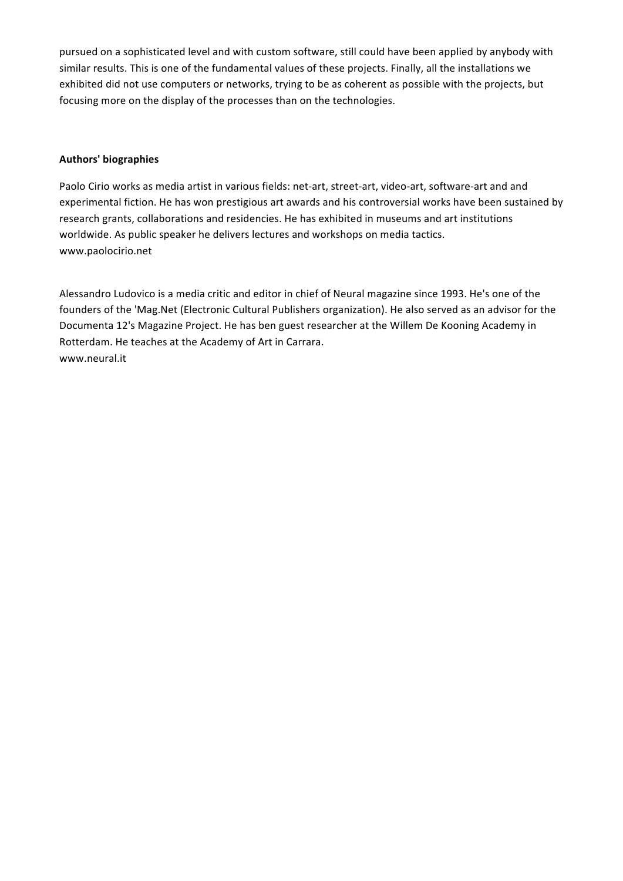pursued on a sophisticated level and with custom software, still could have been applied by anybody with similar results. This is one of the fundamental values of these projects. Finally, all the installations we exhibited did not use computers or networks, trying to be as coherent as possible with the projects, but focusing more on the display of the processes than on the technologies.

**Authors' biographies**

Paolo Cirio works as media artist in various fields: net-art, street-art, video-art, software-art and and experimental fiction. He has won prestigious art awards and his controversial works have been sustained by research grants, collaborations and residencies. He has exhibited in museums and art institutions worldwide. As public speaker he delivers lectures and workshops on media tactics.
www.paolocirio.net

Alessandro Ludovico is a media critic and editor in chief of Neural magazine since 1993. He's one of the founders of the 'Mag.Net (Electronic Cultural Publishers organization). He also served as an advisor for the Documenta 12's Magazine Project. He has ben guest researcher at the Willem De Kooning Academy in Rotterdam. He teaches at the Academy of Art in Carrara.
www.neural.it